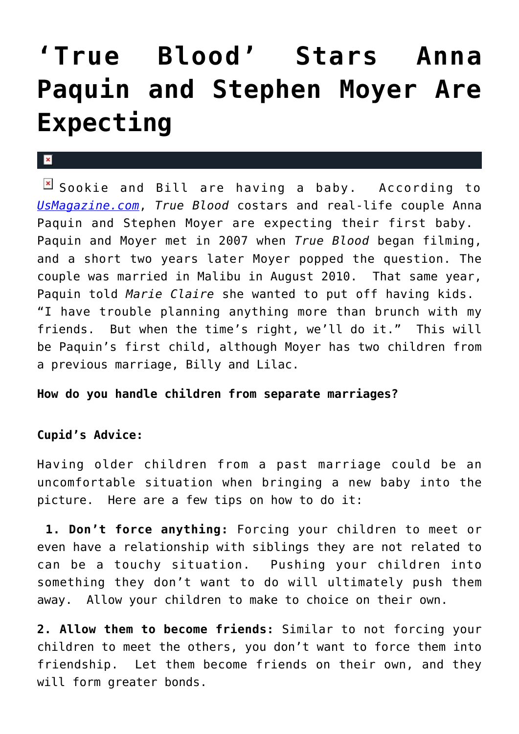# ‘True Blood’ Stars Anna Paquin and Stephen Moyer Are Expecting

Sookie and Bill are having a baby. According to [UsMagazine.com](UsMagazine.com), *True Blood* costars and real-life couple Anna Paquin and Stephen Moyer are expecting their first baby. Paquin and Moyer met in 2007 when *True Blood* began filming, and a short two years later Moyer popped the question. The couple was married in Malibu in August 2010. That same year, Paquin told *Marie Claire* she wanted to put off having kids. “I have trouble planning anything more than brunch with my friends. But when the time’s right, we’ll do it.” This will be Paquin’s first child, although Moyer has two children from a previous marriage, Billy and Lilac.

**How do you handle children from separate marriages?**

**Cupid’s Advice:**

Having older children from a past marriage could be an uncomfortable situation when bringing a new baby into the picture. Here are a few tips on how to do it:

**1. Don’t force anything:** Forcing your children to meet or even have a relationship with siblings they are not related to can be a touchy situation. Pushing your children into something they don’t want to do will ultimately push them away. Allow your children to make to choice on their own.

**2. Allow them to become friends:** Similar to not forcing your children to meet the others, you don’t want to force them into friendship. Let them become friends on their own, and they will form greater bonds.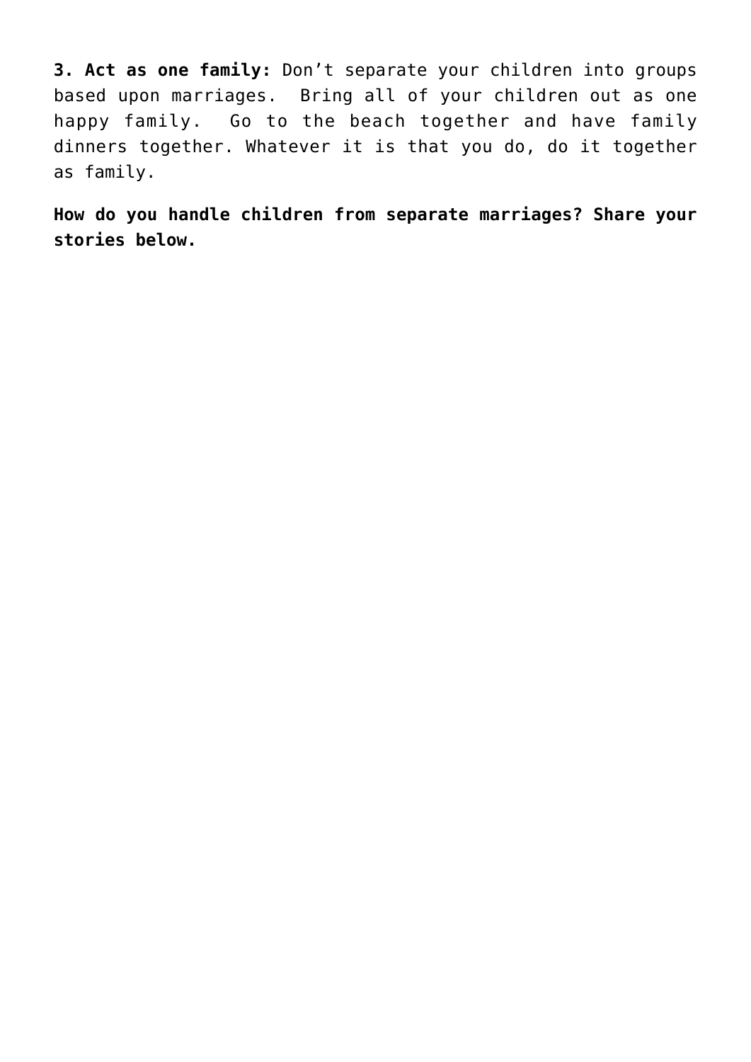**3. Act as one family:** Don't separate your children into groups based upon marriages. Bring all of your children out as one happy family. Go to the beach together and have family dinners together. Whatever it is that you do, do it together as family.

**How do you handle children from separate marriages? Share your stories below.**